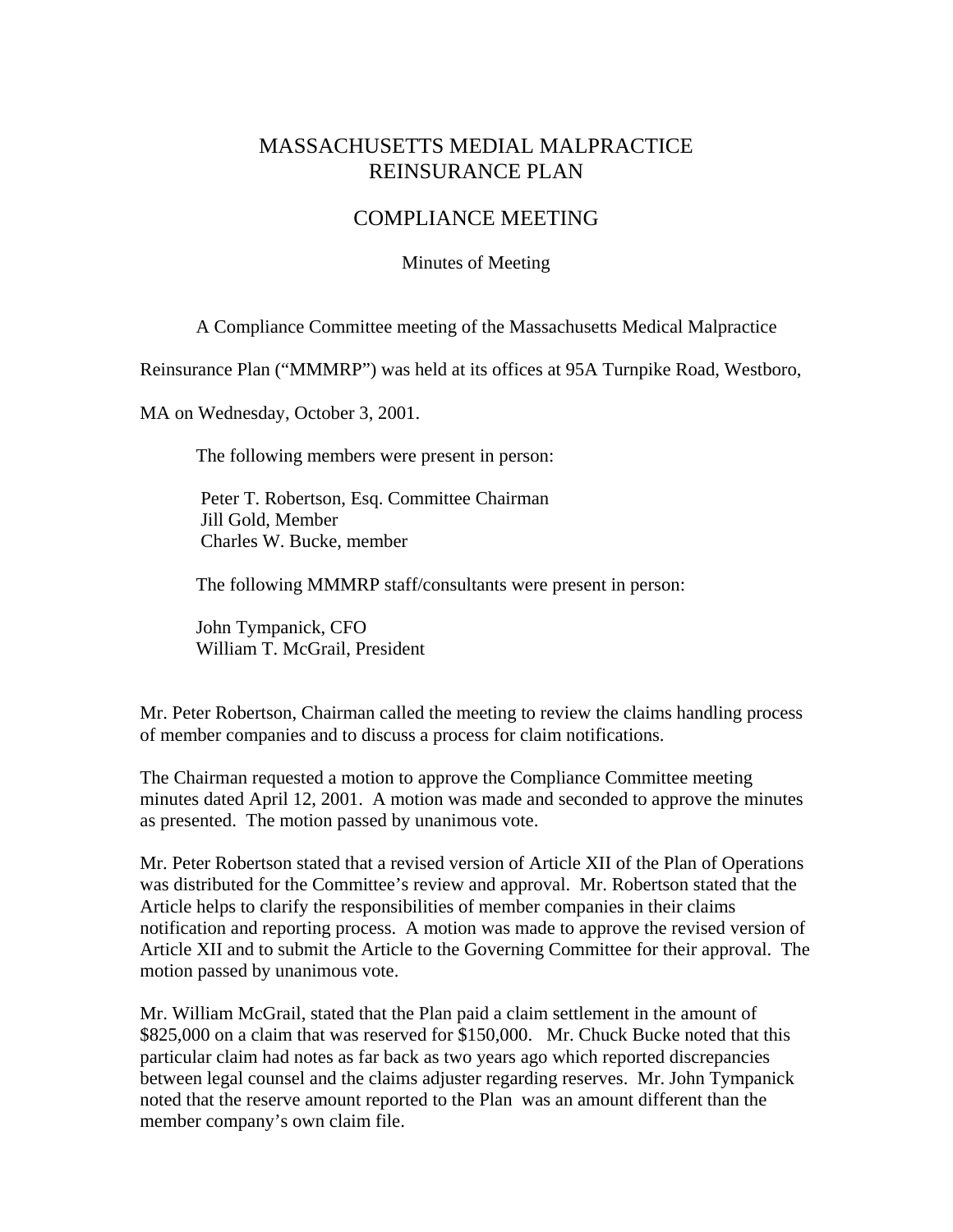# MASSACHUSETTS MEDIAL MALPRACTICE REINSURANCE PLAN

## COMPLIANCE MEETING

Minutes of Meeting

A Compliance Committee meeting of the Massachusetts Medical Malpractice Reinsurance Plan ("MMMRP") was held at its offices at 95A Turnpike Road, Westboro, MA on Wednesday, October 3, 2001.

The following members were present in person:

Peter T. Robertson, Esq. Committee Chairman
Jill Gold, Member
Charles W. Bucke, member

The following MMMRP staff/consultants were present in person:

John Tympanick, CFO
William T. McGrail, President

Mr. Peter Robertson, Chairman called the meeting to review the claims handling process of member companies and to discuss a process for claim notifications.

The Chairman requested a motion to approve the Compliance Committee meeting minutes dated April 12, 2001. A motion was made and seconded to approve the minutes as presented. The motion passed by unanimous vote.

Mr. Peter Robertson stated that a revised version of Article XII of the Plan of Operations was distributed for the Committee's review and approval. Mr. Robertson stated that the Article helps to clarify the responsibilities of member companies in their claims notification and reporting process. A motion was made to approve the revised version of Article XII and to submit the Article to the Governing Committee for their approval. The motion passed by unanimous vote.

Mr. William McGrail, stated that the Plan paid a claim settlement in the amount of $825,000 on a claim that was reserved for $150,000. Mr. Chuck Bucke noted that this particular claim had notes as far back as two years ago which reported discrepancies between legal counsel and the claims adjuster regarding reserves. Mr. John Tympanick noted that the reserve amount reported to the Plan was an amount different than the member company's own claim file.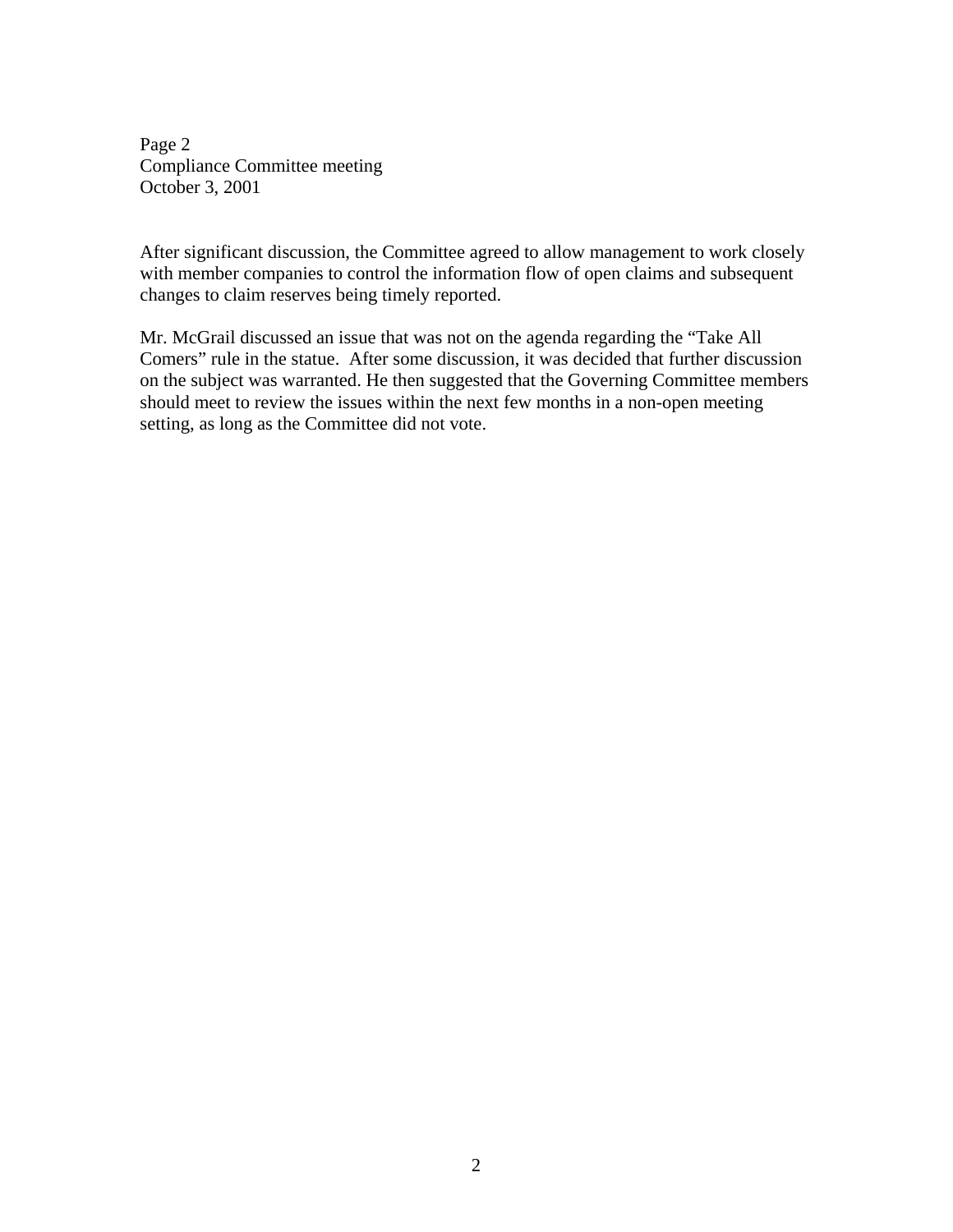After significant discussion, the Committee agreed to allow management to work closely with member companies to control the information flow of open claims and subsequent changes to claim reserves being timely reported.

Mr. McGrail discussed an issue that was not on the agenda regarding the "Take All Comers" rule in the statue. After some discussion, it was decided that further discussion on the subject was warranted. He then suggested that the Governing Committee members should meet to review the issues within the next few months in a non-open meeting setting, as long as the Committee did not vote.